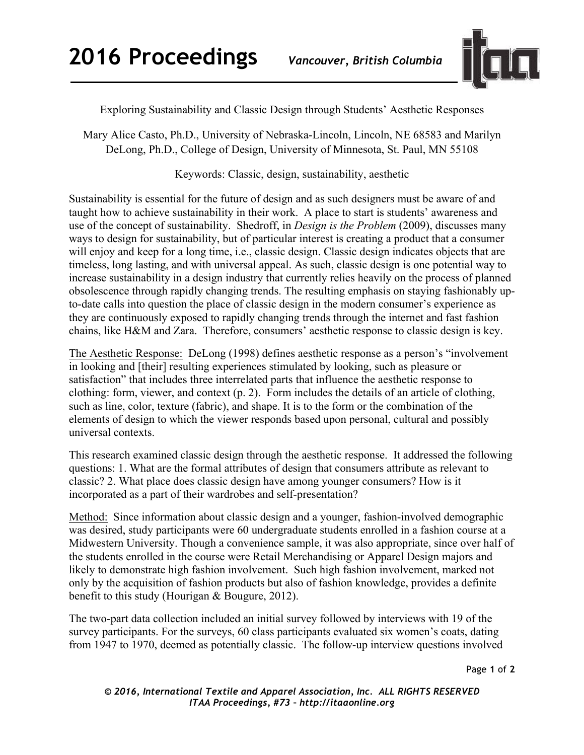# Exploring Sustainability and Classic Design through Students' Aesthetic Responses

Mary Alice Casto, Ph.D., University of Nebraska-Lincoln, Lincoln, NE 68583 and Marilyn DeLong, Ph.D., College of Design, University of Minnesota, St. Paul, MN 55108

Keywords: Classic, design, sustainability, aesthetic

Sustainability is essential for the future of design and as such designers must be aware of and taught how to achieve sustainability in their work. A place to start is students' awareness and use of the concept of sustainability. Shedroff, in *Design is the Problem* (2009), discusses many ways to design for sustainability, but of particular interest is creating a product that a consumer will enjoy and keep for a long time, i.e., classic design. Classic design indicates objects that are timeless, long lasting, and with universal appeal. As such, classic design is one potential way to increase sustainability in a design industry that currently relies heavily on the process of planned obsolescence through rapidly changing trends. The resulting emphasis on staying fashionably up-to-date calls into question the place of classic design in the modern consumer's experience as they are continuously exposed to rapidly changing trends through the internet and fast fashion chains, like H&M and Zara. Therefore, consumers' aesthetic response to classic design is key.

<u>The Aesthetic Response:</u> DeLong (1998) defines aesthetic response as a person's "involvement in looking and [their] resulting experiences stimulated by looking, such as pleasure or satisfaction" that includes three interrelated parts that influence the aesthetic response to clothing: form, viewer, and context (p. 2). Form includes the details of an article of clothing, such as line, color, texture (fabric), and shape. It is to the form or the combination of the elements of design to which the viewer responds based upon personal, cultural and possibly universal contexts.

This research examined classic design through the aesthetic response. It addressed the following questions: 1. What are the formal attributes of design that consumers attribute as relevant to classic? 2. What place does classic design have among younger consumers? How is it incorporated as a part of their wardrobes and self-presentation?

<u>Method:</u> Since information about classic design and a younger, fashion-involved demographic was desired, study participants were 60 undergraduate students enrolled in a fashion course at a Midwestern University. Though a convenience sample, it was also appropriate, since over half of the students enrolled in the course were Retail Merchandising or Apparel Design majors and likely to demonstrate high fashion involvement. Such high fashion involvement, marked not only by the acquisition of fashion products but also of fashion knowledge, provides a definite benefit to this study (Hourigan & Bougure, 2012).

The two-part data collection included an initial survey followed by interviews with 19 of the survey participants. For the surveys, 60 class participants evaluated six women's coats, dating from 1947 to 1970, deemed as potentially classic. The follow-up interview questions involved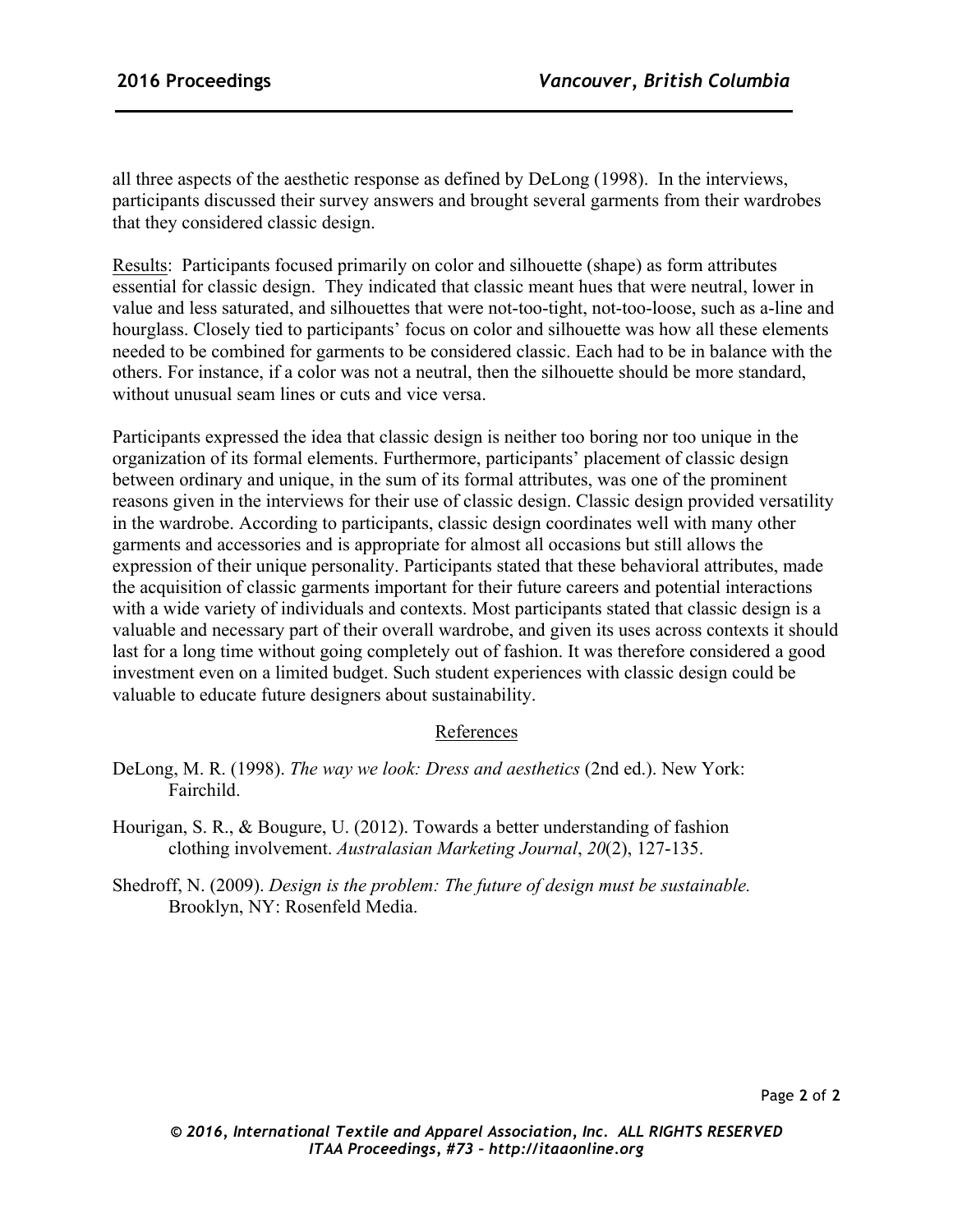all three aspects of the aesthetic response as defined by DeLong (1998). In the interviews, participants discussed their survey answers and brought several garments from their wardrobes that they considered classic design.

Results: Participants focused primarily on color and silhouette (shape) as form attributes essential for classic design. They indicated that classic meant hues that were neutral, lower in value and less saturated, and silhouettes that were not-too-tight, not-too-loose, such as a-line and hourglass. Closely tied to participants' focus on color and silhouette was how all these elements needed to be combined for garments to be considered classic. Each had to be in balance with the others. For instance, if a color was not a neutral, then the silhouette should be more standard, without unusual seam lines or cuts and vice versa.

Participants expressed the idea that classic design is neither too boring nor too unique in the organization of its formal elements. Furthermore, participants' placement of classic design between ordinary and unique, in the sum of its formal attributes, was one of the prominent reasons given in the interviews for their use of classic design. Classic design provided versatility in the wardrobe. According to participants, classic design coordinates well with many other garments and accessories and is appropriate for almost all occasions but still allows the expression of their unique personality. Participants stated that these behavioral attributes, made the acquisition of classic garments important for their future careers and potential interactions with a wide variety of individuals and contexts. Most participants stated that classic design is a valuable and necessary part of their overall wardrobe, and given its uses across contexts it should last for a long time without going completely out of fashion. It was therefore considered a good investment even on a limited budget. Such student experiences with classic design could be valuable to educate future designers about sustainability.

## References

DeLong, M. R. (1998). *The way we look: Dress and aesthetics* (2nd ed.). New York: Fairchild.

Hourigan, S. R., & Bougure, U. (2012). Towards a better understanding of fashion clothing involvement. *Australasian Marketing Journal*, *20*(2), 127-135.

Shedroff, N. (2009). *Design is the problem: The future of design must be sustainable.* Brooklyn, NY: Rosenfeld Media.